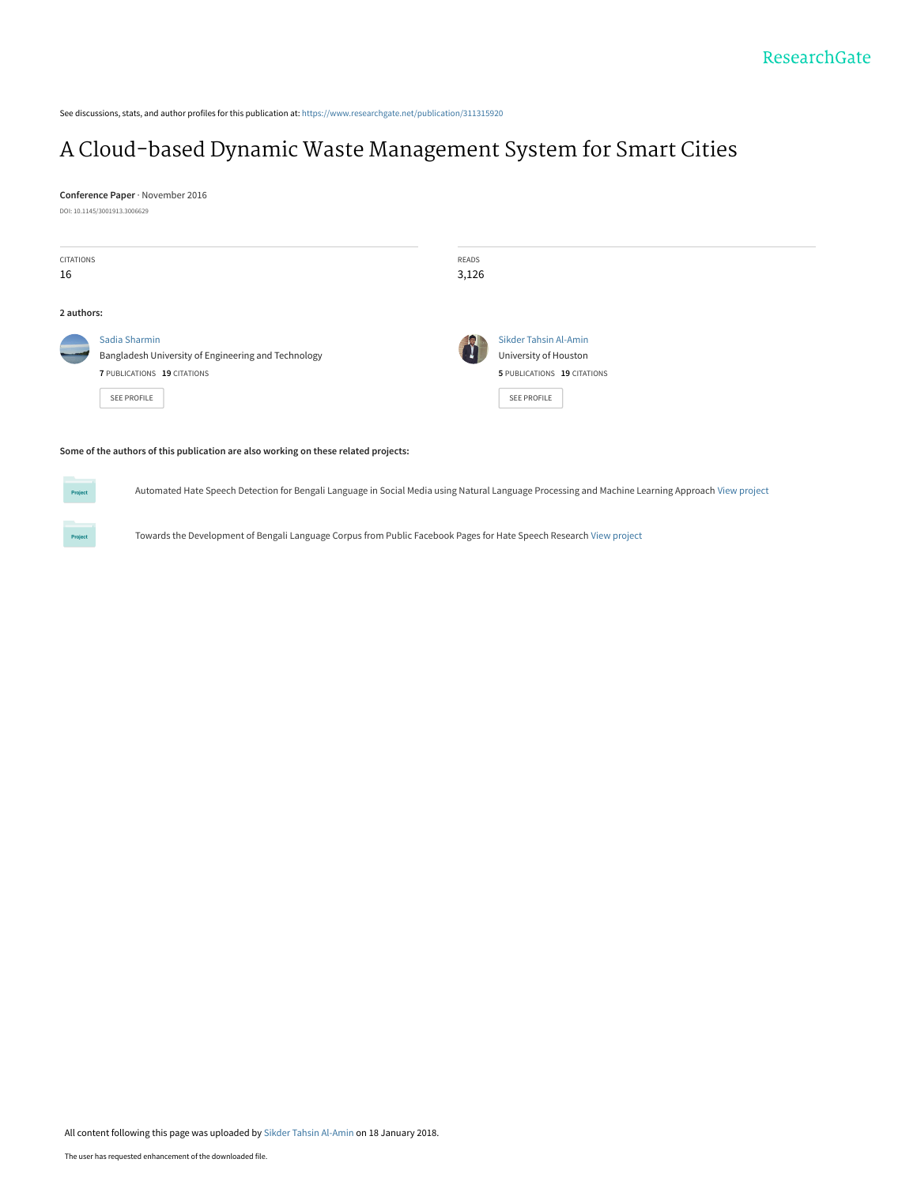See discussions, stats, and author profiles for this publication at: https://www.researchgate.net/publication/311315920

# A Cloud-based Dynamic Waste Management System for Smart Cities

**Conference Paper** · November 2016

DOI: 10.1145/3001913.3006629

| CITATIONS | READS |
| --- | --- |
| 16 | 3,126 |

**2 authors:**

**Sadia Sharmin**
Bangladesh University of Engineering and Technology
**7** PUBLICATIONS **19** CITATIONS
SEE PROFILE

**Sikder Tahsin Al-Amin**
University of Houston
**5** PUBLICATIONS **19** CITATIONS
SEE PROFILE

**Some of the authors of this publication are also working on these related projects:**

- Automated Hate Speech Detection for Bengali Language in Social Media using Natural Language Processing and Machine Learning Approach View project
- Towards the Development of Bengali Language Corpus from Public Facebook Pages for Hate Speech Research View project

All content following this page was uploaded by Sikder Tahsin Al-Amin on 18 January 2018.

The user has requested enhancement of the downloaded file.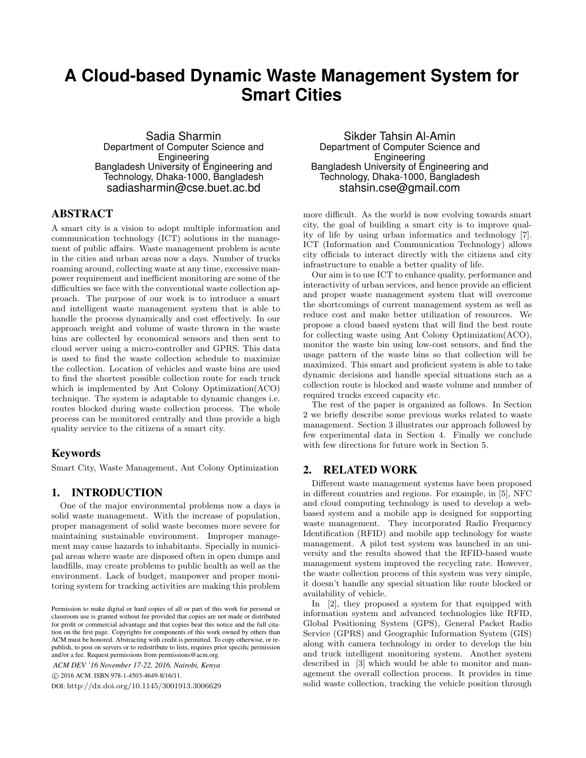# A Cloud-based Dynamic Waste Management System for Smart Cities

Sadia Sharmin
Department of Computer Science and Engineering
Bangladesh University of Engineering and Technology, Dhaka-1000, Bangladesh
sadiasharmin@cse.buet.ac.bd

Sikder Tahsin Al-Amin
Department of Computer Science and Engineering
Bangladesh University of Engineering and Technology, Dhaka-1000, Bangladesh
stahsin.cse@gmail.com

## ABSTRACT

A smart city is a vision to adopt multiple information and communication technology (ICT) solutions in the management of public affairs. Waste management problem is acute in the cities and urban areas now a days. Number of trucks roaming around, collecting waste at any time, excessive manpower requirement and inefficient monitoring are some of the difficulties we face with the conventional waste collection approach. The purpose of our work is to introduce a smart and intelligent waste management system that is able to handle the process dynamically and cost effectively. In our approach weight and volume of waste thrown in the waste bins are collected by economical sensors and then sent to cloud server using a micro-controller and GPRS. This data is used to find the waste collection schedule to maximize the collection. Location of vehicles and waste bins are used to find the shortest possible collection route for each truck which is implemented by Ant Colony Optimization(ACO) technique. The system is adaptable to dynamic changes i.e. routes blocked during waste collection process. The whole process can be monitored centrally and thus provide a high quality service to the citizens of a smart city.

### Keywords

Smart City, Waste Management, Ant Colony Optimization

## 1. INTRODUCTION

One of the major environmental problems now a days is solid waste management. With the increase of population, proper management of solid waste becomes more severe for maintaining sustainable environment. Improper management may cause hazards to inhabitants. Specially in municipal areas where waste are disposed often in open dumps and landfills, may create problems to public health as well as the environment. Lack of budget, manpower and proper monitoring system for tracking activities are making this problem more difficult. As the world is now evolving towards smart city, the goal of building a smart city is to improve quality of life by using urban informatics and technology [7]. ICT (Information and Communication Technology) allows city officials to interact directly with the citizens and city infrastructure to enable a better quality of life.

Our aim is to use ICT to enhance quality, performance and interactivity of urban services, and hence provide an efficient and proper waste management system that will overcome the shortcomings of current management system as well as reduce cost and make better utilization of resources. We propose a cloud based system that will find the best route for collecting waste using Ant Colony Optimization(ACO), monitor the waste bin using low-cost sensors, and find the usage pattern of the waste bins so that collection will be maximized. This smart and proficient system is able to take dynamic decisions and handle special situations such as a collection route is blocked and waste volume and number of required trucks exceed capacity etc.

The rest of the paper is organized as follows. In Section 2 we briefly describe some previous works related to waste management. Section 3 illustrates our approach followed by few experimental data in Section 4. Finally we conclude with few directions for future work in Section 5.

## 2. RELATED WORK

Different waste management systems have been proposed in different countries and regions. For example, in [5], NFC and cloud computing technology is used to develop a web-based system and a mobile app is designed for supporting waste management. They incorporated Radio Frequency Identification (RFID) and mobile app technology for waste management. A pilot test system was launched in an university and the results showed that the RFID-based waste management system improved the recycling rate. However, the waste collection process of this system was very simple, it doesn't handle any special situation like route blocked or availability of vehicle.

In [2], they proposed a system for that equipped with information system and advanced technologies like RFID, Global Positioning System (GPS), General Packet Radio Service (GPRS) and Geographic Information System (GIS) along with camera technology in order to develop the bin and truck intelligent monitoring system. Another system described in [3] which would be able to monitor and management the overall collection process. It provides in time solid waste collection, tracking the vehicle position through

Permission to make digital or hard copies of all or part of this work for personal or classroom use is granted without fee provided that copies are not made or distributed for profit or commercial advantage and that copies bear this notice and the full citation on the first page. Copyrights for components of this work owned by others than ACM must be honored. Abstracting with credit is permitted. To copy otherwise, or republish, to post on servers or to redistribute to lists, requires prior specific permission and/or a fee. Request permissions from permissions@acm.org.

*ACM DEV '16 November 17-22, 2016, Nairobi, Kenya*

© 2016 ACM. ISBN 978-1-4503-4649-8/16/11.

DOI: http://dx.doi.org/10.1145/3001913.3006629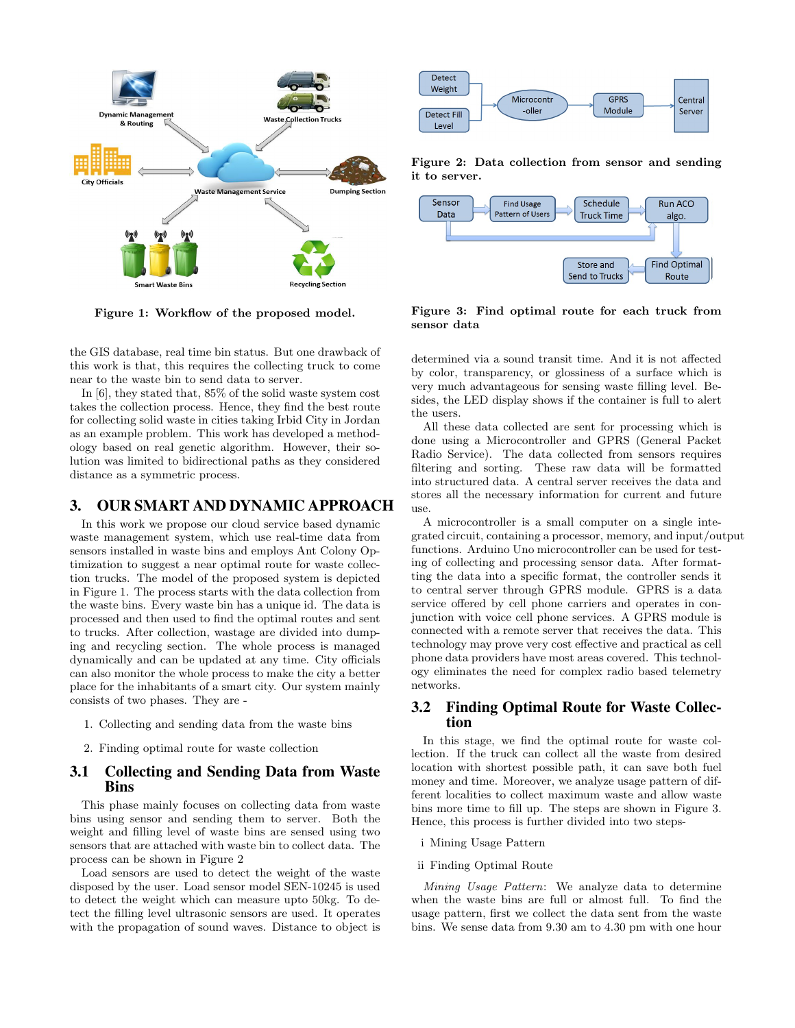Dynamic Management & Routing

Waste Collection Trucks

City Officials

Waste Management Service

Dumping Section

Smart Waste Bins

Recycling Section

**Figure 1: Workflow of the proposed model.**

Detect Weight

Detect Fill Level

Microcontr -oller

GPRS Module

Central Server

**Figure 2: Data collection from sensor and sending it to server.**

Sensor Data

Find Usage Pattern of Users

Schedule Truck Time

Run ACO algo.

Store and Send to Trucks

Find Optimal Route

**Figure 3: Find optimal route for each truck from sensor data**

the GIS database, real time bin status. But one drawback of this work is that, this requires the collecting truck to come near to the waste bin to send data to server.

In [6], they stated that, 85% of the solid waste system cost takes the collection process. Hence, they find the best route for collecting solid waste in cities taking Irbid City in Jordan as an example problem. This work has developed a methodology based on real genetic algorithm. However, their solution was limited to bidirectional paths as they considered distance as a symmetric process.

## 3. OUR SMART AND DYNAMIC APPROACH

In this work we propose our cloud service based dynamic waste management system, which use real-time data from sensors installed in waste bins and employs Ant Colony Optimization to suggest a near optimal route for waste collection trucks. The model of the proposed system is depicted in Figure 1. The process starts with the data collection from the waste bins. Every waste bin has a unique id. The data is processed and then used to find the optimal routes and sent to trucks. After collection, wastage are divided into dumping and recycling section. The whole process is managed dynamically and can be updated at any time. City officials can also monitor the whole process to make the city a better place for the inhabitants of a smart city. Our system mainly consists of two phases. They are -

1. Collecting and sending data from the waste bins
2. Finding optimal route for waste collection

### 3.1 Collecting and Sending Data from Waste Bins

This phase mainly focuses on collecting data from waste bins using sensor and sending them to server. Both the weight and filling level of waste bins are sensed using two sensors that are attached with waste bin to collect data. The process can be shown in Figure 2

Load sensors are used to detect the weight of the waste disposed by the user. Load sensor model SEN-10245 is used to detect the weight which can measure upto 50kg. To detect the filling level ultrasonic sensors are used. It operates with the propagation of sound waves. Distance to object is determined via a sound transit time. And it is not affected by color, transparency, or glossiness of a surface which is very much advantageous for sensing waste filling level. Besides, the LED display shows if the container is full to alert the users.

All these data collected are sent for processing which is done using a Microcontroller and GPRS (General Packet Radio Service). The data collected from sensors requires filtering and sorting. These raw data will be formatted into structured data. A central server receives the data and stores all the necessary information for current and future use.

A microcontroller is a small computer on a single integrated circuit, containing a processor, memory, and input/output functions. Arduino Uno microcontroller can be used for testing of collecting and processing sensor data. After formatting the data into a specific format, the controller sends it to central server through GPRS module. GPRS is a data service offered by cell phone carriers and operates in conjunction with voice cell phone services. A GPRS module is connected with a remote server that receives the data. This technology may prove very cost effective and practical as cell phone data providers have most areas covered. This technology eliminates the need for complex radio based telemetry networks.

### 3.2 Finding Optimal Route for Waste Collection

In this stage, we find the optimal route for waste collection. If the truck can collect all the waste from desired location with shortest possible path, it can save both fuel money and time. Moreover, we analyze usage pattern of different localities to collect maximum waste and allow waste bins more time to fill up. The steps are shown in Figure 3. Hence, this process is further divided into two steps-

i Mining Usage Pattern

ii Finding Optimal Route

*Mining Usage Pattern*: We analyze data to determine when the waste bins are full or almost full. To find the usage pattern, first we collect the data sent from the waste bins. We sense data from 9.30 am to 4.30 pm with one hour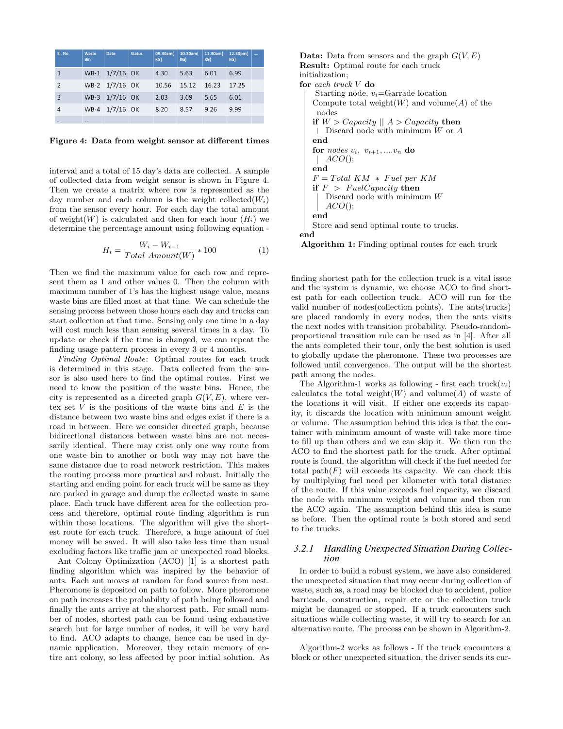| Sl. No | Waste Bin | Date | Status | 09.30am( KG) | 10.30am( KG) | 11.30am( KG) | 12.30pm( KG) | .... |
|---|---|---|---|---|---|---|---|---|
| 1 | WB-1 | 1/7/16 | OK | 4.30 | 5.63 | 6.01 | 6.99 | |
| 2 | WB-2 | 1/7/16 | OK | 10.56 | 15.12 | 16.23 | 17.25 | |
| 3 | WB-3 | 1/7/16 | OK | 2.03 | 3.69 | 5.65 | 6.01 | |
| 4 | WB-4 | 1/7/16 | OK | 8.20 | 8.57 | 9.26 | 9.99 | |
| ... | ... | | | | | | | |

**Figure 4: Data from weight sensor at different times**

interval and a total of 15 day's data are collected. A sample of collected data from weight sensor is shown in Figure 4. Then we create a matrix where row is represented as the day number and each column is the weight collected($W_i$) from the sensor every hour. For each day the total amount of weight($W$) is calculated and then for each hour ($H_i$) we determine the percentage amount using following equation -

$$H_i = \frac{W_i - W_{i-1}}{Total\ Amount(W)} * 100 \tag{1}$$

Then we find the maximum value for each row and represent them as 1 and other values 0. Then the column with maximum number of 1's has the highest usage value, means waste bins are filled most at that time. We can schedule the sensing process between those hours each day and trucks can start collection at that time. Sensing only one time in a day will cost much less than sensing several times in a day. To update or check if the time is changed, we can repeat the finding usage pattern process in every 3 or 4 months.

*Finding Optimal Route*: Optimal routes for each truck is determined in this stage. Data collected from the sensor is also used here to find the optimal routes. First we need to know the position of the waste bins. Hence, the city is represented as a directed graph $G(V, E)$, where vertex set $V$ is the positions of the waste bins and $E$ is the distance between two waste bins and edges exist if there is a road in between. Here we consider directed graph, because bidirectional distances between waste bins are not necessarily identical. There may exist only one way route from one waste bin to another or both way may not have the same distance due to road network restriction. This makes the routing process more practical and robust. Initially the starting and ending point for each truck will be same as they are parked in garage and dump the collected waste in same place. Each truck have different area for the collection process and therefore, optimal route finding algorithm is run within those locations. The algorithm will give the shortest route for each truck. Therefore, a huge amount of fuel money will be saved. It will also take less time than usual excluding factors like traffic jam or unexpected road blocks.

Ant Colony Optimization (ACO) [1] is a shortest path finding algorithm which was inspired by the behavior of ants. Each ant moves at random for food source from nest. Pheromone is deposited on path to follow. More pheromone on path increases the probability of path being followed and finally the ants arrive at the shortest path. For small number of nodes, shortest path can be found using exhaustive search but for large number of nodes, it will be very hard to find. ACO adapts to change, hence can be used in dynamic application. Moreover, they retain memory of entire ant colony, so less affected by poor initial solution. As

```
Data: Data from sensors and the graph G(V, E)
Result: Optimal route for each truck
initialization;
for each truck V do
    Starting node, v_i=Garrade location
    Compute total weight(W) and volume(A) of the nodes
    if W > Capacity || A > Capacity then
        Discard node with minimum W or A
    end
    for nodes v_i, v_{i+1}, ....v_n do
        ACO();
    end
    F = Total KM * Fuel per KM
    if F > FuelCapacity then
        Discard node with minimum W
        ACO();
    end
    Store and send optimal route to trucks.
end
```

**Algorithm 1:** Finding optimal routes for each truck

finding shortest path for the collection truck is a vital issue and the system is dynamic, we choose ACO to find shortest path for each collection truck. ACO will run for the valid number of nodes(collection points). The ants(trucks) are placed randomly in every nodes, then the ants visits the next nodes with transition probability. Pseudo-random-proportional transition rule can be used as in [4]. After all the ants completed their tour, only the best solution is used to globally update the pheromone. These two processes are followed until convergence. The output will be the shortest path among the nodes.

The Algorithm-1 works as following - first each truck($v_i$) calculates the total weight($W$) and volume($A$) of waste of the locations it will visit. If either one exceeds its capacity, it discards the location with minimum amount weight or volume. The assumption behind this idea is that the container with minimum amount of waste will take more time to fill up than others and we can skip it. We then run the ACO to find the shortest path for the truck. After optimal route is found, the algorithm will check if the fuel needed for total path($F$) will exceeds its capacity. We can check this by multiplying fuel need per kilometer with total distance of the route. If this value exceeds fuel capacity, we discard the node with minimum weight and volume and then run the ACO again. The assumption behind this idea is same as before. Then the optimal route is both stored and send to the trucks.

### 3.2.1 *Handling Unexpected Situation During Collection*

In order to build a robust system, we have also considered the unexpected situation that may occur during collection of waste, such as, a road may be blocked due to accident, police barricade, construction, repair etc or the collection truck might be damaged or stopped. If a truck encounters such situations while collecting waste, it will try to search for an alternative route. The process can be shown in Algorithm-2.

Algorithm-2 works as follows - If the truck encounters a block or other unexpected situation, the driver sends its cur-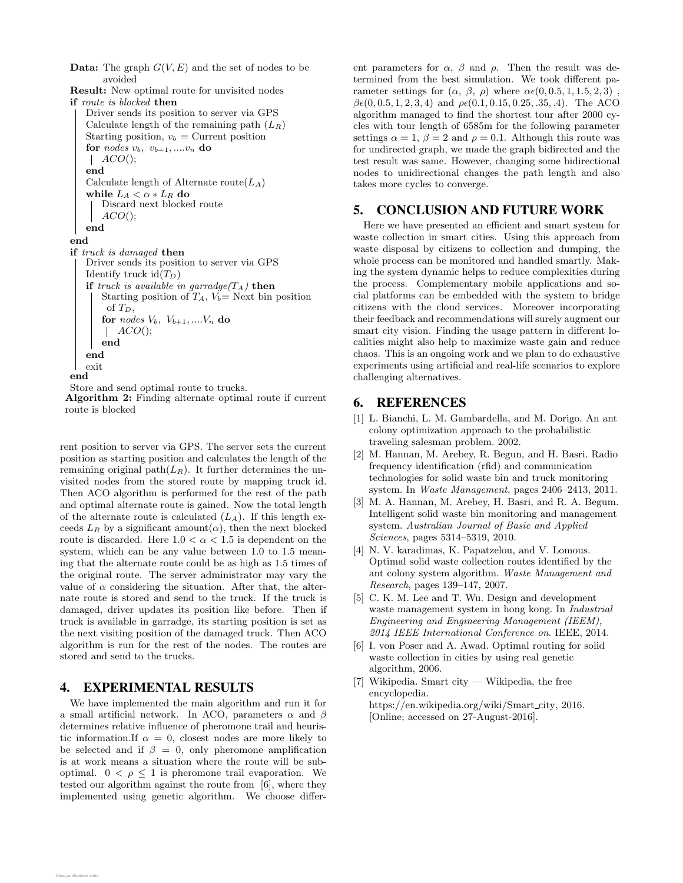**Data:** The graph $G(V, E)$ and the set of nodes to be avoided

**Result:** New optimal route for unvisited nodes

```
if route is blocked then
    Driver sends its position to server via GPS
    Calculate length of the remaining path (L_R)
    Starting position, v_b = Current position
    for nodes v_b, v_{b+1}, ....v_n do
        ACO();
    end
    Calculate length of Alternate route(L_A)
    while L_A < α * L_R do
        Discard next blocked route
        ACO();
    end
end
if truck is damaged then
    Driver sends its position to server via GPS
    Identify truck id(T_D)
    if truck is available in garradge(T_A) then
        Starting position of T_A, V_b= Next bin position
          of T_D,
        for nodes V_b, V_{b+1}, ....V_n do
            ACO();
        end
    end
    exit
end
Store and send optimal route to trucks.
```

**Algorithm 2:** Finding alternate optimal route if current route is blocked

rent position to server via GPS. The server sets the current position as starting position and calculates the length of the remaining original path($L_R$). It further determines the unvisited nodes from the stored route by mapping truck id. Then ACO algorithm is performed for the rest of the path and optimal alternate route is gained. Now the total length of the alternate route is calculated ($L_A$). If this length exceeds $L_R$ by a significant amount($\alpha$), then the next blocked route is discarded. Here $1.0 < \alpha < 1.5$ is dependent on the system, which can be any value between 1.0 to 1.5 meaning that the alternate route could be as high as 1.5 times of the original route. The server administrator may vary the value of $\alpha$ considering the situation. After that, the alternate route is stored and send to the truck. If the truck is damaged, driver updates its position like before. Then if truck is available in garradge, its starting position is set as the next visiting position of the damaged truck. Then ACO algorithm is run for the rest of the nodes. The routes are stored and send to the trucks.

## 4. EXPERIMENTAL RESULTS

We have implemented the main algorithm and run it for a small artificial network. In ACO, parameters $\alpha$ and $\beta$ determines relative influence of pheromone trail and heuristic information.If $\alpha = 0$, closest nodes are more likely to be selected and if $\beta = 0$, only pheromone amplification is at work means a situation where the route will be sub-optimal. $0 < \rho \leq 1$ is pheromone trail evaporation. We tested our algorithm against the route from [6], where they implemented using genetic algorithm. We choose different parameters for $\alpha$, $\beta$ and $\rho$. Then the result was determined from the best simulation. We took different parameter settings for ($\alpha$, $\beta$, $\rho$) where $\alpha\epsilon(0, 0.5, 1, 1.5, 2, 3)$ , $\beta\epsilon(0, 0.5, 1, 2, 3, 4)$ and $\rho\epsilon(0.1, 0.15, 0.25, .35, .4)$. The ACO algorithm managed to find the shortest tour after 2000 cycles with tour length of 6585m for the following parameter settings $\alpha = 1$, $\beta = 2$ and $\rho = 0.1$. Although this route was for undirected graph, we made the graph bidirected and the test result was same. However, changing some bidirectional nodes to unidirectional changes the path length and also takes more cycles to converge.

## 5. CONCLUSION AND FUTURE WORK

Here we have presented an efficient and smart system for waste collection in smart cities. Using this approach from waste disposal by citizens to collection and dumping, the whole process can be monitored and handled smartly. Making the system dynamic helps to reduce complexities during the process. Complementary mobile applications and social platforms can be embedded with the system to bridge citizens with the cloud services. Moreover incorporating their feedback and recommendations will surely augment our smart city vision. Finding the usage pattern in different localities might also help to maximize waste gain and reduce chaos. This is an ongoing work and we plan to do exhaustive experiments using artificial and real-life scenarios to explore challenging alternatives.

## 6. REFERENCES

[1] L. Bianchi, L. M. Gambardella, and M. Dorigo. An ant colony optimization approach to the probabilistic traveling salesman problem. 2002.

[2] M. Hannan, M. Arebey, R. Begun, and H. Basri. Radio frequency identification (rfid) and communication technologies for solid waste bin and truck monitoring system. In *Waste Management*, pages 2406–2413, 2011.

[3] M. A. Hannan, M. Arebey, H. Basri, and R. A. Begum. Intelligent solid waste bin monitoring and management system. *Australian Journal of Basic and Applied Sciences*, pages 5314–5319, 2010.

[4] N. V. karadimas, K. Papatzelou, and V. Lomous. Optimal solid waste collection routes identified by the ant colony system algorithm. *Waste Management and Research*, pages 139–147, 2007.

[5] C. K. M. Lee and T. Wu. Design and development waste management system in hong kong. In *Industrial Engineering and Engineering Management (IEEM), 2014 IEEE International Conference on*. IEEE, 2014.

[6] I. von Poser and A. Awad. Optimal routing for solid waste collection in cities by using real genetic algorithm, 2006.

[7] Wikipedia. Smart city — Wikipedia, the free encyclopedia. https://en.wikipedia.org/wiki/Smart_city, 2016. [Online; accessed on 27-August-2016].